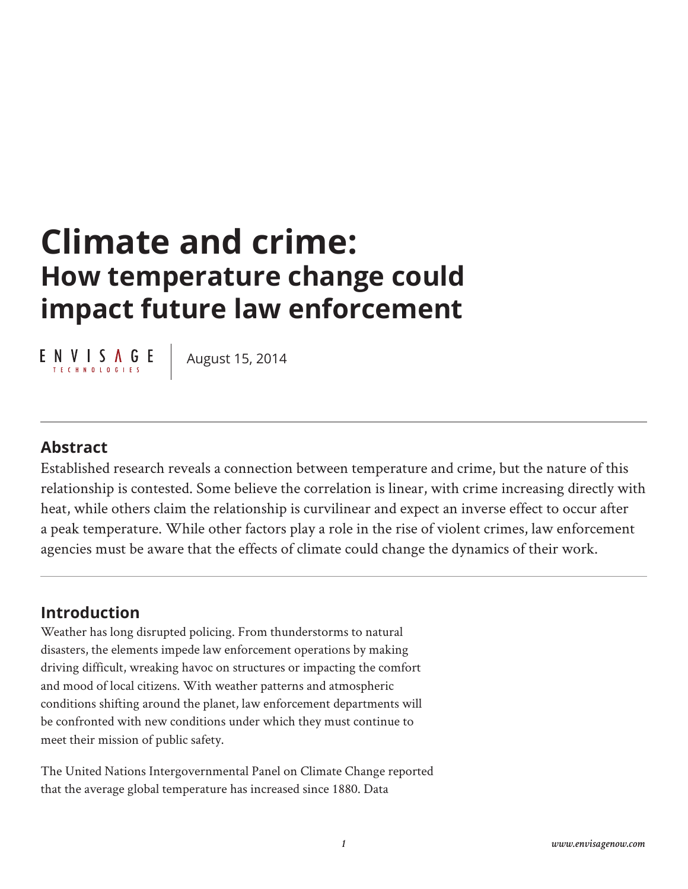# Climate and crime:

## How temperature change could impact future law enforcement

ENVISAGE TECHNOLOGIES | August 15, 2014

---

### Abstract

Established research reveals a connection between temperature and crime, but the nature of this relationship is contested. Some believe the correlation is linear, with crime increasing directly with heat, while others claim the relationship is curvilinear and expect an inverse effect to occur after a peak temperature. While other factors play a role in the rise of violent crimes, law enforcement agencies must be aware that the effects of climate could change the dynamics of their work.

---

### Introduction

Weather has long disrupted policing. From thunderstorms to natural disasters, the elements impede law enforcement operations by making driving difficult, wreaking havoc on structures or impacting the comfort and mood of local citizens. With weather patterns and atmospheric conditions shifting around the planet, law enforcement departments will be confronted with new conditions under which they must continue to meet their mission of public safety.

The United Nations Intergovernmental Panel on Climate Change reported that the average global temperature has increased since 1880. Data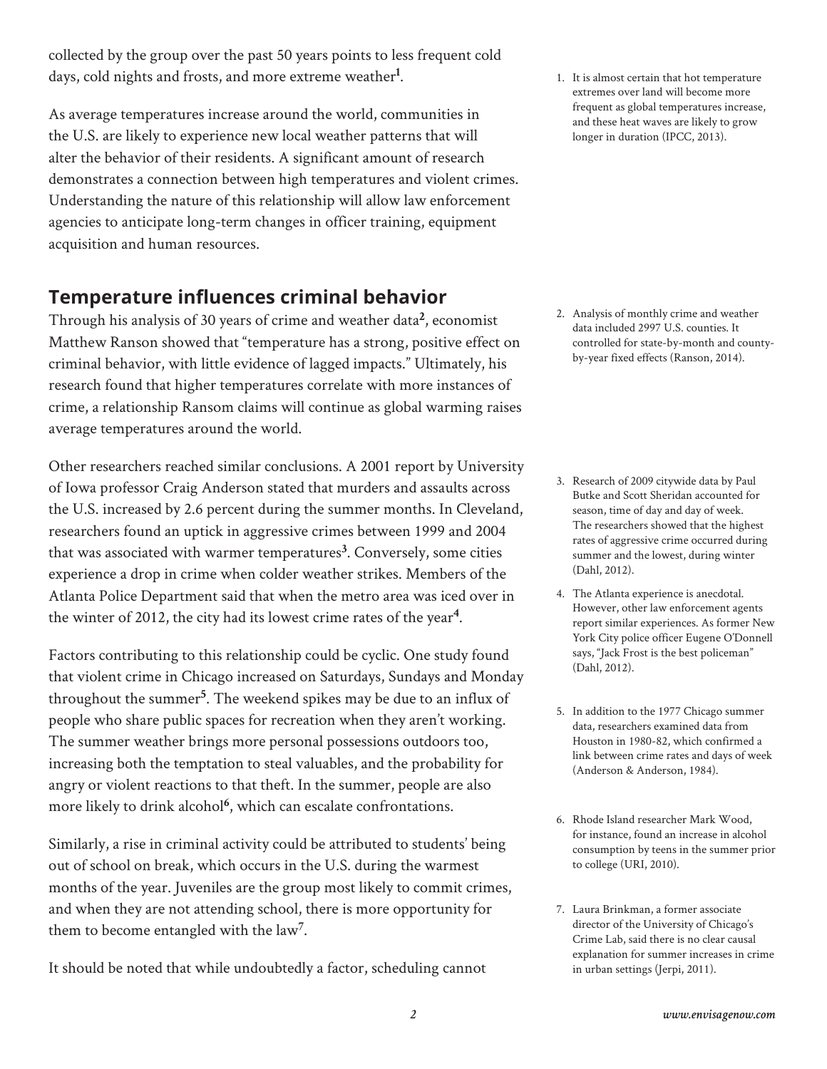collected by the group over the past 50 years points to less frequent cold days, cold nights and frosts, and more extreme weather[1].

As average temperatures increase around the world, communities in the U.S. are likely to experience new local weather patterns that will alter the behavior of their residents. A significant amount of research demonstrates a connection between high temperatures and violent crimes. Understanding the nature of this relationship will allow law enforcement agencies to anticipate long-term changes in officer training, equipment acquisition and human resources.

## Temperature influences criminal behavior

Through his analysis of 30 years of crime and weather data[2], economist Matthew Ranson showed that "temperature has a strong, positive effect on criminal behavior, with little evidence of lagged impacts." Ultimately, his research found that higher temperatures correlate with more instances of crime, a relationship Ransom claims will continue as global warming raises average temperatures around the world.

Other researchers reached similar conclusions. A 2001 report by University of Iowa professor Craig Anderson stated that murders and assaults across the U.S. increased by 2.6 percent during the summer months. In Cleveland, researchers found an uptick in aggressive crimes between 1999 and 2004 that was associated with warmer temperatures[3]. Conversely, some cities experience a drop in crime when colder weather strikes. Members of the Atlanta Police Department said that when the metro area was iced over in the winter of 2012, the city had its lowest crime rates of the year[4].

Factors contributing to this relationship could be cyclic. One study found that violent crime in Chicago increased on Saturdays, Sundays and Monday throughout the summer[5]. The weekend spikes may be due to an influx of people who share public spaces for recreation when they aren't working. The summer weather brings more personal possessions outdoors too, increasing both the temptation to steal valuables, and the probability for angry or violent reactions to that theft. In the summer, people are also more likely to drink alcohol[6], which can escalate confrontations.

Similarly, a rise in criminal activity could be attributed to students' being out of school on break, which occurs in the U.S. during the warmest months of the year. Juveniles are the group most likely to commit crimes, and when they are not attending school, there is more opportunity for them to become entangled with the law[7].

It should be noted that while undoubtedly a factor, scheduling cannot

1. It is almost certain that hot temperature extremes over land will become more frequent as global temperatures increase, and these heat waves are likely to grow longer in duration (IPCC, 2013).
2. Analysis of monthly crime and weather data included 2997 U.S. counties. It controlled for state-by-month and county-by-year fixed effects (Ranson, 2014).
3. Research of 2009 citywide data by Paul Butke and Scott Sheridan accounted for season, time of day and day of week. The researchers showed that the highest rates of aggressive crime occurred during summer and the lowest, during winter (Dahl, 2012).
4. The Atlanta experience is anecdotal. However, other law enforcement agents report similar experiences. As former New York City police officer Eugene O'Donnell says, "Jack Frost is the best policeman" (Dahl, 2012).
5. In addition to the 1977 Chicago summer data, researchers examined data from Houston in 1980-82, which confirmed a link between crime rates and days of week (Anderson & Anderson, 1984).
6. Rhode Island researcher Mark Wood, for instance, found an increase in alcohol consumption by teens in the summer prior to college (URI, 2010).
7. Laura Brinkman, a former associate director of the University of Chicago's Crime Lab, said there is no clear causal explanation for summer increases in crime in urban settings (Jerpi, 2011).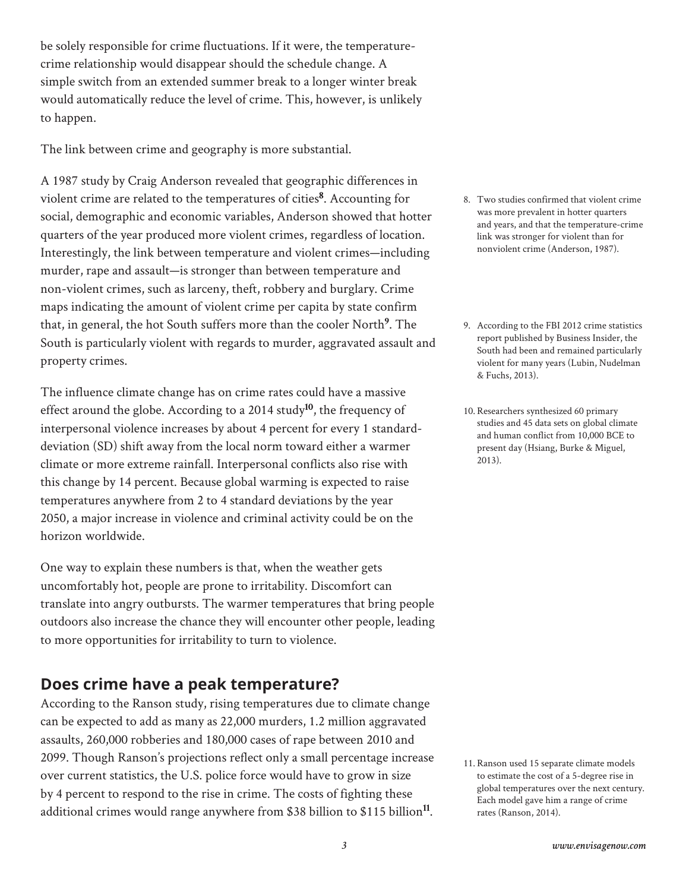be solely responsible for crime fluctuations. If it were, the temperature-crime relationship would disappear should the schedule change. A simple switch from an extended summer break to a longer winter break would automatically reduce the level of crime. This, however, is unlikely to happen.

The link between crime and geography is more substantial.

A 1987 study by Craig Anderson revealed that geographic differences in violent crime are related to the temperatures of cities[8]. Accounting for social, demographic and economic variables, Anderson showed that hotter quarters of the year produced more violent crimes, regardless of location. Interestingly, the link between temperature and violent crimes—including murder, rape and assault—is stronger than between temperature and non-violent crimes, such as larceny, theft, robbery and burglary. Crime maps indicating the amount of violent crime per capita by state confirm that, in general, the hot South suffers more than the cooler North[9]. The South is particularly violent with regards to murder, aggravated assault and property crimes.

The influence climate change has on crime rates could have a massive effect around the globe. According to a 2014 study[10], the frequency of interpersonal violence increases by about 4 percent for every 1 standard-deviation (SD) shift away from the local norm toward either a warmer climate or more extreme rainfall. Interpersonal conflicts also rise with this change by 14 percent. Because global warming is expected to raise temperatures anywhere from 2 to 4 standard deviations by the year 2050, a major increase in violence and criminal activity could be on the horizon worldwide.

One way to explain these numbers is that, when the weather gets uncomfortably hot, people are prone to irritability. Discomfort can translate into angry outbursts. The warmer temperatures that bring people outdoors also increase the chance they will encounter other people, leading to more opportunities for irritability to turn to violence.

## Does crime have a peak temperature?

According to the Ranson study, rising temperatures due to climate change can be expected to add as many as 22,000 murders, 1.2 million aggravated assaults, 260,000 robberies and 180,000 cases of rape between 2010 and 2099. Though Ranson's projections reflect only a small percentage increase over current statistics, the U.S. police force would have to grow in size by 4 percent to respond to the rise in crime. The costs of fighting these additional crimes would range anywhere from $38 billion to $115 billion[11].

8. Two studies confirmed that violent crime was more prevalent in hotter quarters and years, and that the temperature-crime link was stronger for violent than for nonviolent crime (Anderson, 1987).

9. According to the FBI 2012 crime statistics report published by Business Insider, the South had been and remained particularly violent for many years (Lubin, Nudelman & Fuchs, 2013).

10. Researchers synthesized 60 primary studies and 45 data sets on global climate and human conflict from 10,000 BCE to present day (Hsiang, Burke & Miguel, 2013).

11. Ranson used 15 separate climate models to estimate the cost of a 5-degree rise in global temperatures over the next century. Each model gave him a range of crime rates (Ranson, 2014).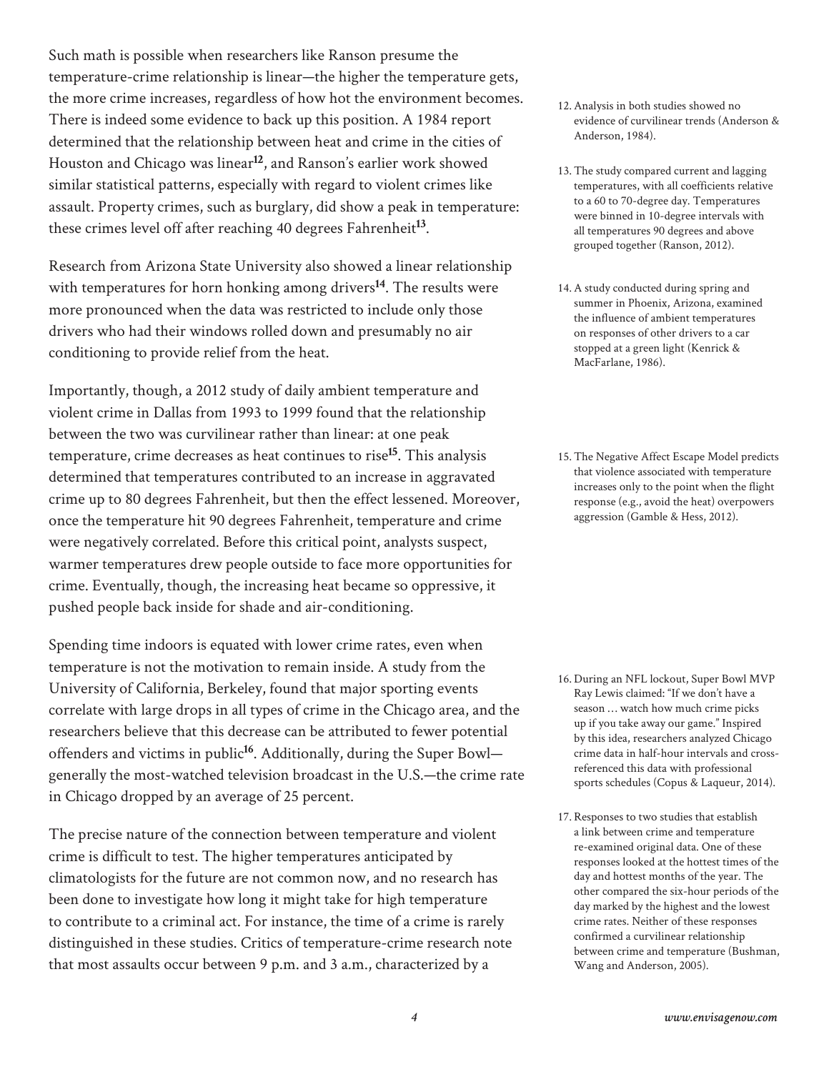Such math is possible when researchers like Ranson presume the temperature-crime relationship is linear—the higher the temperature gets, the more crime increases, regardless of how hot the environment becomes. There is indeed some evidence to back up this position. A 1984 report determined that the relationship between heat and crime in the cities of Houston and Chicago was linear[12], and Ranson's earlier work showed similar statistical patterns, especially with regard to violent crimes like assault. Property crimes, such as burglary, did show a peak in temperature: these crimes level off after reaching 40 degrees Fahrenheit[13].

Research from Arizona State University also showed a linear relationship with temperatures for horn honking among drivers[14]. The results were more pronounced when the data was restricted to include only those drivers who had their windows rolled down and presumably no air conditioning to provide relief from the heat.

Importantly, though, a 2012 study of daily ambient temperature and violent crime in Dallas from 1993 to 1999 found that the relationship between the two was curvilinear rather than linear: at one peak temperature, crime decreases as heat continues to rise[15]. This analysis determined that temperatures contributed to an increase in aggravated crime up to 80 degrees Fahrenheit, but then the effect lessened. Moreover, once the temperature hit 90 degrees Fahrenheit, temperature and crime were negatively correlated. Before this critical point, analysts suspect, warmer temperatures drew people outside to face more opportunities for crime. Eventually, though, the increasing heat became so oppressive, it pushed people back inside for shade and air-conditioning.

Spending time indoors is equated with lower crime rates, even when temperature is not the motivation to remain inside. A study from the University of California, Berkeley, found that major sporting events correlate with large drops in all types of crime in the Chicago area, and the researchers believe that this decrease can be attributed to fewer potential offenders and victims in public[16]. Additionally, during the Super Bowl—generally the most-watched television broadcast in the U.S.—the crime rate in Chicago dropped by an average of 25 percent.

The precise nature of the connection between temperature and violent crime is difficult to test. The higher temperatures anticipated by climatologists for the future are not common now, and no research has been done to investigate how long it might take for high temperature to contribute to a criminal act. For instance, the time of a crime is rarely distinguished in these studies. Critics of temperature-crime research note that most assaults occur between 9 p.m. and 3 a.m., characterized by a

12. Analysis in both studies showed no evidence of curvilinear trends (Anderson & Anderson, 1984).

13. The study compared current and lagging temperatures, with all coefficients relative to a 60 to 70-degree day. Temperatures were binned in 10-degree intervals with all temperatures 90 degrees and above grouped together (Ranson, 2012).

14. A study conducted during spring and summer in Phoenix, Arizona, examined the influence of ambient temperatures on responses of other drivers to a car stopped at a green light (Kenrick & MacFarlane, 1986).

15. The Negative Affect Escape Model predicts that violence associated with temperature increases only to the point when the flight response (e.g., avoid the heat) overpowers aggression (Gamble & Hess, 2012).

16. During an NFL lockout, Super Bowl MVP Ray Lewis claimed: "If we don't have a season … watch how much crime picks up if you take away our game." Inspired by this idea, researchers analyzed Chicago crime data in half-hour intervals and cross-referenced this data with professional sports schedules (Copus & Laqueur, 2014).

17. Responses to two studies that establish a link between crime and temperature re-examined original data. One of these responses looked at the hottest times of the day and hottest months of the year. The other compared the six-hour periods of the day marked by the highest and the lowest crime rates. Neither of these responses confirmed a curvilinear relationship between crime and temperature (Bushman, Wang and Anderson, 2005).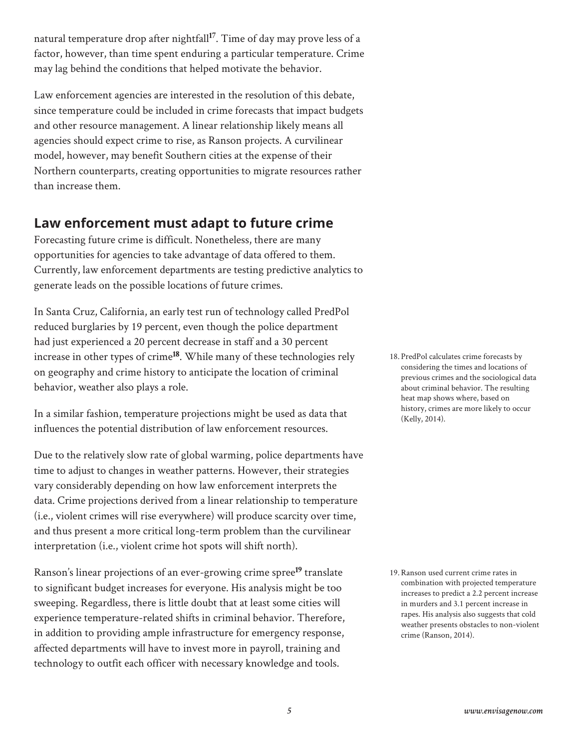natural temperature drop after nightfall[17]. Time of day may prove less of a factor, however, than time spent enduring a particular temperature. Crime may lag behind the conditions that helped motivate the behavior.

Law enforcement agencies are interested in the resolution of this debate, since temperature could be included in crime forecasts that impact budgets and other resource management. A linear relationship likely means all agencies should expect crime to rise, as Ranson projects. A curvilinear model, however, may benefit Southern cities at the expense of their Northern counterparts, creating opportunities to migrate resources rather than increase them.

## Law enforcement must adapt to future crime

Forecasting future crime is difficult. Nonetheless, there are many opportunities for agencies to take advantage of data offered to them. Currently, law enforcement departments are testing predictive analytics to generate leads on the possible locations of future crimes.

In Santa Cruz, California, an early test run of technology called PredPol reduced burglaries by 19 percent, even though the police department had just experienced a 20 percent decrease in staff and a 30 percent increase in other types of crime[18]. While many of these technologies rely on geography and crime history to anticipate the location of criminal behavior, weather also plays a role.

In a similar fashion, temperature projections might be used as data that influences the potential distribution of law enforcement resources.

Due to the relatively slow rate of global warming, police departments have time to adjust to changes in weather patterns. However, their strategies vary considerably depending on how law enforcement interprets the data. Crime projections derived from a linear relationship to temperature (i.e., violent crimes will rise everywhere) will produce scarcity over time, and thus present a more critical long-term problem than the curvilinear interpretation (i.e., violent crime hot spots will shift north).

Ranson's linear projections of an ever-growing crime spree[19] translate to significant budget increases for everyone. His analysis might be too sweeping. Regardless, there is little doubt that at least some cities will experience temperature-related shifts in criminal behavior. Therefore, in addition to providing ample infrastructure for emergency response, affected departments will have to invest more in payroll, training and technology to outfit each officer with necessary knowledge and tools.

18. PredPol calculates crime forecasts by considering the times and locations of previous crimes and the sociological data about criminal behavior. The resulting heat map shows where, based on history, crimes are more likely to occur (Kelly, 2014).

19. Ranson used current crime rates in combination with projected temperature increases to predict a 2.2 percent increase in murders and 3.1 percent increase in rapes. His analysis also suggests that cold weather presents obstacles to non-violent crime (Ranson, 2014).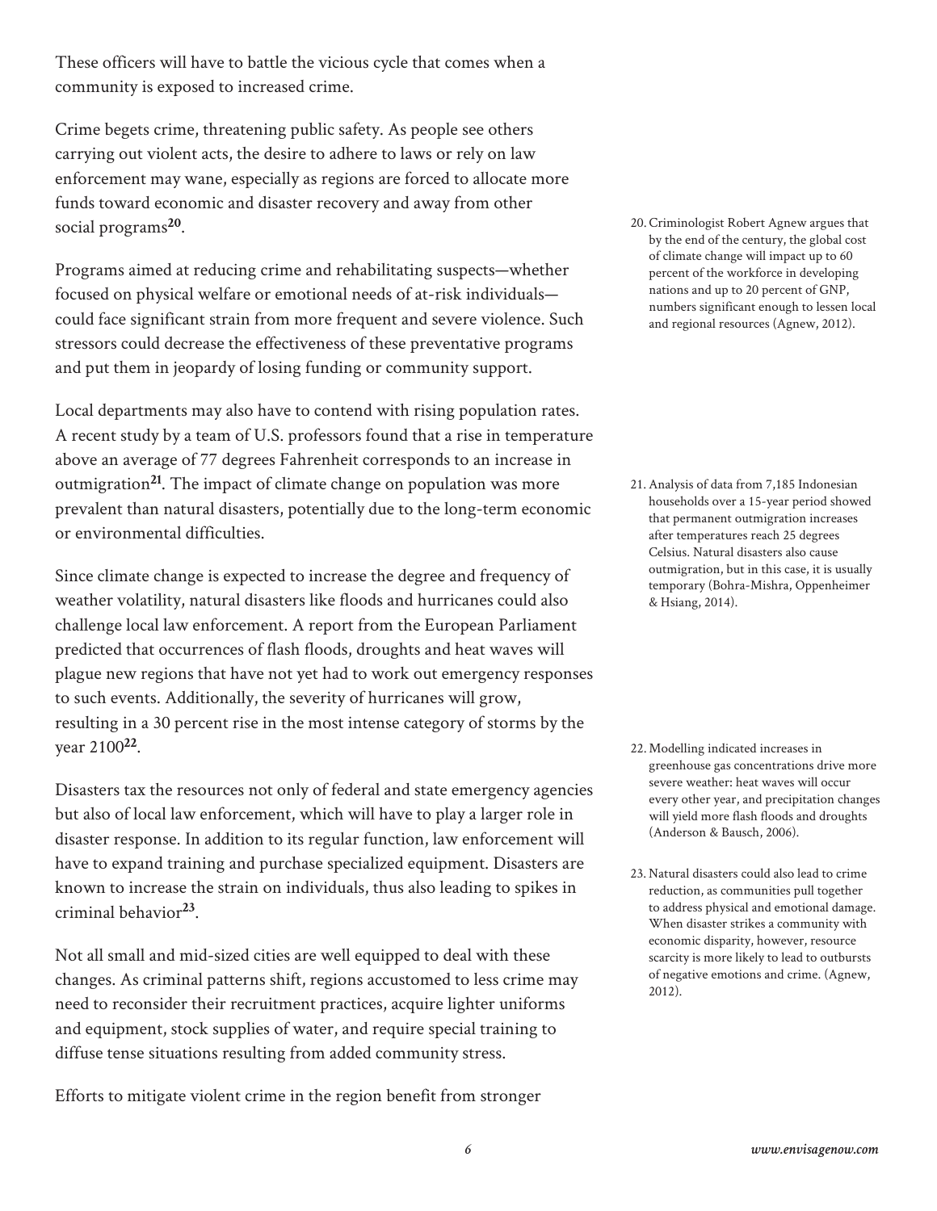These officers will have to battle the vicious cycle that comes when a community is exposed to increased crime.

Crime begets crime, threatening public safety. As people see others carrying out violent acts, the desire to adhere to laws or rely on law enforcement may wane, especially as regions are forced to allocate more funds toward economic and disaster recovery and away from other social programs[20].

Programs aimed at reducing crime and rehabilitating suspects—whether focused on physical welfare or emotional needs of at-risk individuals—could face significant strain from more frequent and severe violence. Such stressors could decrease the effectiveness of these preventative programs and put them in jeopardy of losing funding or community support.

Local departments may also have to contend with rising population rates. A recent study by a team of U.S. professors found that a rise in temperature above an average of 77 degrees Fahrenheit corresponds to an increase in outmigration[21]. The impact of climate change on population was more prevalent than natural disasters, potentially due to the long-term economic or environmental difficulties.

Since climate change is expected to increase the degree and frequency of weather volatility, natural disasters like floods and hurricanes could also challenge local law enforcement. A report from the European Parliament predicted that occurrences of flash floods, droughts and heat waves will plague new regions that have not yet had to work out emergency responses to such events. Additionally, the severity of hurricanes will grow, resulting in a 30 percent rise in the most intense category of storms by the year 2100[22].

Disasters tax the resources not only of federal and state emergency agencies but also of local law enforcement, which will have to play a larger role in disaster response. In addition to its regular function, law enforcement will have to expand training and purchase specialized equipment. Disasters are known to increase the strain on individuals, thus also leading to spikes in criminal behavior[23].

Not all small and mid-sized cities are well equipped to deal with these changes. As criminal patterns shift, regions accustomed to less crime may need to reconsider their recruitment practices, acquire lighter uniforms and equipment, stock supplies of water, and require special training to diffuse tense situations resulting from added community stress.

Efforts to mitigate violent crime in the region benefit from stronger

20. Criminologist Robert Agnew argues that by the end of the century, the global cost of climate change will impact up to 60 percent of the workforce in developing nations and up to 20 percent of GNP, numbers significant enough to lessen local and regional resources (Agnew, 2012).

21. Analysis of data from 7,185 Indonesian households over a 15-year period showed that permanent outmigration increases after temperatures reach 25 degrees Celsius. Natural disasters also cause outmigration, but in this case, it is usually temporary (Bohra-Mishra, Oppenheimer & Hsiang, 2014).

22. Modelling indicated increases in greenhouse gas concentrations drive more severe weather: heat waves will occur every other year, and precipitation changes will yield more flash floods and droughts (Anderson & Bausch, 2006).

23. Natural disasters could also lead to crime reduction, as communities pull together to address physical and emotional damage. When disaster strikes a community with economic disparity, however, resource scarcity is more likely to lead to outbursts of negative emotions and crime. (Agnew, 2012).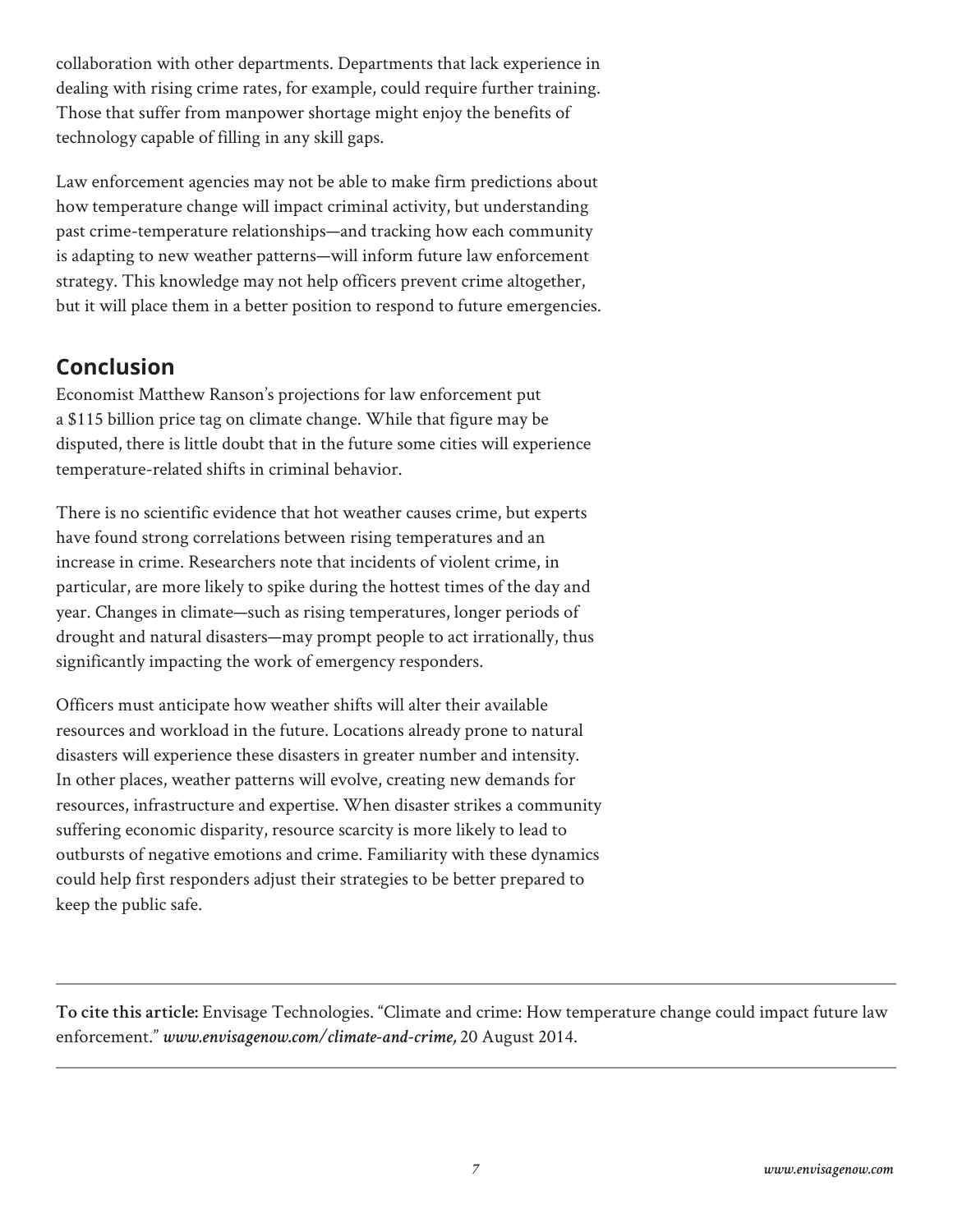collaboration with other departments. Departments that lack experience in dealing with rising crime rates, for example, could require further training. Those that suffer from manpower shortage might enjoy the benefits of technology capable of filling in any skill gaps.

Law enforcement agencies may not be able to make firm predictions about how temperature change will impact criminal activity, but understanding past crime-temperature relationships—and tracking how each community is adapting to new weather patterns—will inform future law enforcement strategy. This knowledge may not help officers prevent crime altogether, but it will place them in a better position to respond to future emergencies.

## Conclusion

Economist Matthew Ranson's projections for law enforcement put a $115 billion price tag on climate change. While that figure may be disputed, there is little doubt that in the future some cities will experience temperature-related shifts in criminal behavior.

There is no scientific evidence that hot weather causes crime, but experts have found strong correlations between rising temperatures and an increase in crime. Researchers note that incidents of violent crime, in particular, are more likely to spike during the hottest times of the day and year. Changes in climate—such as rising temperatures, longer periods of drought and natural disasters—may prompt people to act irrationally, thus significantly impacting the work of emergency responders.

Officers must anticipate how weather shifts will alter their available resources and workload in the future. Locations already prone to natural disasters will experience these disasters in greater number and intensity. In other places, weather patterns will evolve, creating new demands for resources, infrastructure and expertise. When disaster strikes a community suffering economic disparity, resource scarcity is more likely to lead to outbursts of negative emotions and crime. Familiarity with these dynamics could help first responders adjust their strategies to be better prepared to keep the public safe.

---

**To cite this article:** Envisage Technologies. "Climate and crime: How temperature change could impact future law enforcement." ***www.envisagenow.com/climate-and-crime,*** 20 August 2014.

---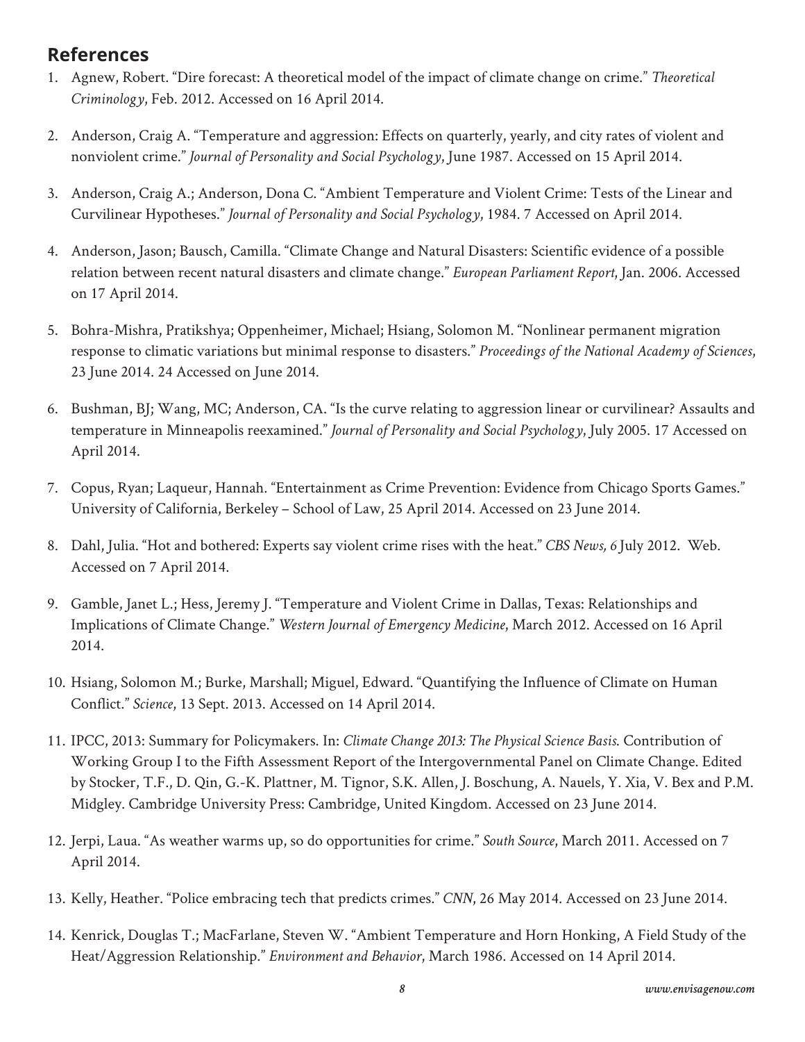## References

1. Agnew, Robert. "Dire forecast: A theoretical model of the impact of climate change on crime." *Theoretical Criminology*, Feb. 2012. Accessed on 16 April 2014.

2. Anderson, Craig A. "Temperature and aggression: Effects on quarterly, yearly, and city rates of violent and nonviolent crime." *Journal of Personality and Social Psychology*, June 1987. Accessed on 15 April 2014.

3. Anderson, Craig A.; Anderson, Dona C. "Ambient Temperature and Violent Crime: Tests of the Linear and Curvilinear Hypotheses." *Journal of Personality and Social Psychology*, 1984. 7 Accessed on April 2014.

4. Anderson, Jason; Bausch, Camilla. "Climate Change and Natural Disasters: Scientific evidence of a possible relation between recent natural disasters and climate change." *European Parliament Report*, Jan. 2006. Accessed on 17 April 2014.

5. Bohra-Mishra, Pratikshya; Oppenheimer, Michael; Hsiang, Solomon M. "Nonlinear permanent migration response to climatic variations but minimal response to disasters." *Proceedings of the National Academy of Sciences*, 23 June 2014. 24 Accessed on June 2014.

6. Bushman, BJ; Wang, MC; Anderson, CA. "Is the curve relating to aggression linear or curvilinear? Assaults and temperature in Minneapolis reexamined." *Journal of Personality and Social Psychology*, July 2005. 17 Accessed on April 2014.

7. Copus, Ryan; Laqueur, Hannah. "Entertainment as Crime Prevention: Evidence from Chicago Sports Games." University of California, Berkeley – School of Law, 25 April 2014. Accessed on 23 June 2014.

8. Dahl, Julia. "Hot and bothered: Experts say violent crime rises with the heat." *CBS News, 6* July 2012. Web. Accessed on 7 April 2014.

9. Gamble, Janet L.; Hess, Jeremy J. "Temperature and Violent Crime in Dallas, Texas: Relationships and Implications of Climate Change." *Western Journal of Emergency Medicine*, March 2012. Accessed on 16 April 2014.

10. Hsiang, Solomon M.; Burke, Marshall; Miguel, Edward. "Quantifying the Influence of Climate on Human Conflict." *Science*, 13 Sept. 2013. Accessed on 14 April 2014.

11. IPCC, 2013: Summary for Policymakers. In: *Climate Change 2013: The Physical Science Basis.* Contribution of Working Group I to the Fifth Assessment Report of the Intergovernmental Panel on Climate Change. Edited by Stocker, T.F., D. Qin, G.-K. Plattner, M. Tignor, S.K. Allen, J. Boschung, A. Nauels, Y. Xia, V. Bex and P.M. Midgley. Cambridge University Press: Cambridge, United Kingdom. Accessed on 23 June 2014.

12. Jerpi, Laua. "As weather warms up, so do opportunities for crime." *South Source*, March 2011. Accessed on 7 April 2014.

13. Kelly, Heather. "Police embracing tech that predicts crimes." *CNN*, 26 May 2014. Accessed on 23 June 2014.

14. Kenrick, Douglas T.; MacFarlane, Steven W. "Ambient Temperature and Horn Honking, A Field Study of the Heat/Aggression Relationship." *Environment and Behavior*, March 1986. Accessed on 14 April 2014.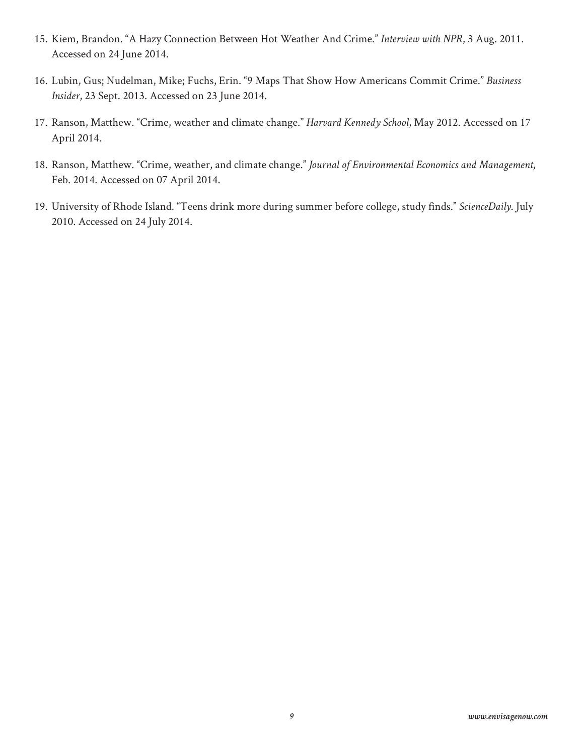15. Kiem, Brandon. "A Hazy Connection Between Hot Weather And Crime." *Interview with NPR*, 3 Aug. 2011. Accessed on 24 June 2014.

16. Lubin, Gus; Nudelman, Mike; Fuchs, Erin. "9 Maps That Show How Americans Commit Crime." *Business Insider*, 23 Sept. 2013. Accessed on 23 June 2014.

17. Ranson, Matthew. "Crime, weather and climate change." *Harvard Kennedy School*, May 2012. Accessed on 17 April 2014.

18. Ranson, Matthew. "Crime, weather, and climate change." *Journal of Environmental Economics and Management*, Feb. 2014. Accessed on 07 April 2014.

19. University of Rhode Island. "Teens drink more during summer before college, study finds." *ScienceDaily*. July 2010. Accessed on 24 July 2014.